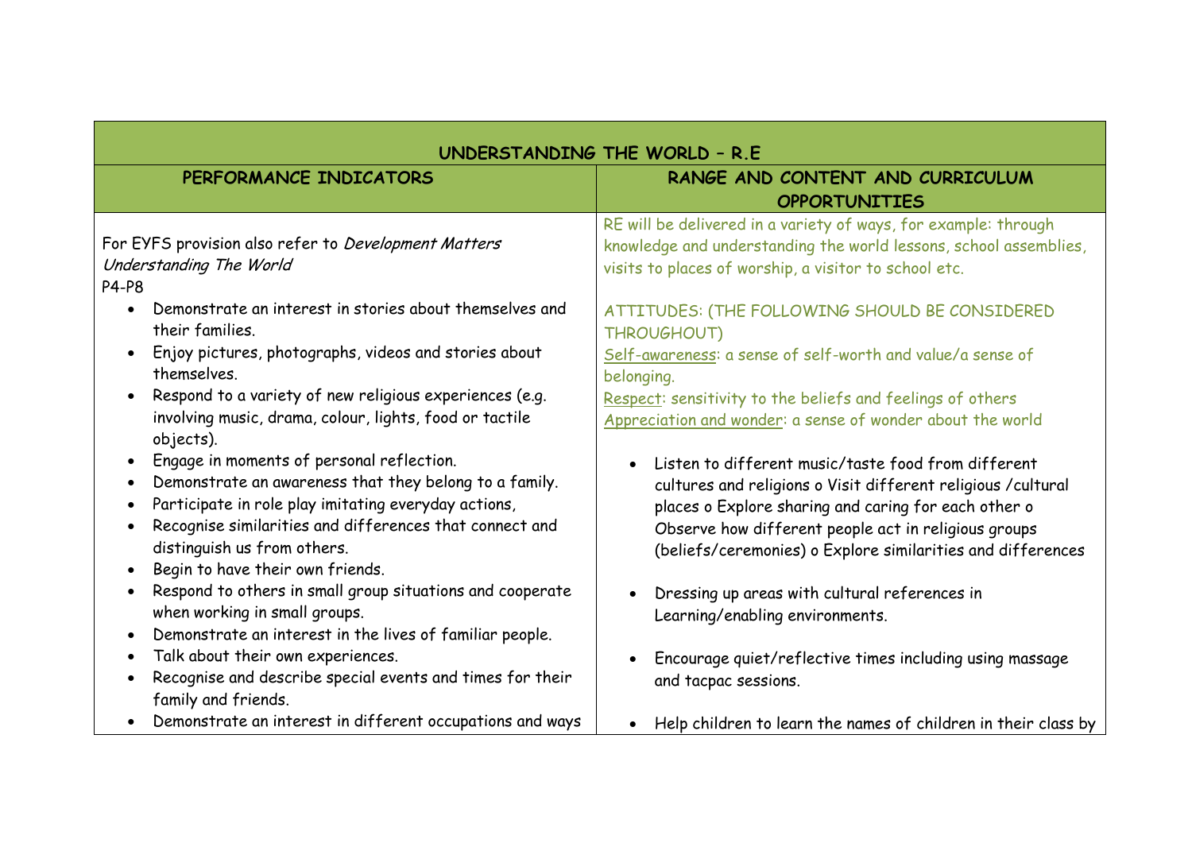| UNDERSTANDING THE WORLD – R.E | |
|---|---|
| **PERFORMANCE INDICATORS** | **RANGE AND CONTENT AND CURRICULUM OPPORTUNITIES** |
| For EYFS provision also refer to *Development Matters Understanding The World*<br>P4-P8<br>• Demonstrate an interest in stories about themselves and their families.<br>• Enjoy pictures, photographs, videos and stories about themselves.<br>• Respond to a variety of new religious experiences (e.g. involving music, drama, colour, lights, food or tactile objects).<br>• Engage in moments of personal reflection.<br>• Demonstrate an awareness that they belong to a family.<br>• Participate in role play imitating everyday actions,<br>• Recognise similarities and differences that connect and distinguish us from others.<br>• Begin to have their own friends.<br>• Respond to others in small group situations and cooperate when working in small groups.<br>• Demonstrate an interest in the lives of familiar people.<br>• Talk about their own experiences.<br>• Recognise and describe special events and times for their family and friends.<br>• Demonstrate an interest in different occupations and ways | RE will be delivered in a variety of ways, for example: through knowledge and understanding the world lessons, school assemblies, visits to places of worship, a visitor to school etc.<br><br>ATTITUDES: (THE FOLLOWING SHOULD BE CONSIDERED THROUGHOUT)<br>Self-awareness: a sense of self-worth and value/a sense of belonging.<br>Respect: sensitivity to the beliefs and feelings of others<br>Appreciation and wonder: a sense of wonder about the world<br><br>• Listen to different music/taste food from different cultures and religions o Visit different religious /cultural places o Explore sharing and caring for each other o Observe how different people act in religious groups (beliefs/ceremonies) o Explore similarities and differences<br><br>• Dressing up areas with cultural references in Learning/enabling environments.<br><br>• Encourage quiet/reflective times including using massage and tacpac sessions.<br><br>• Help children to learn the names of children in their class by |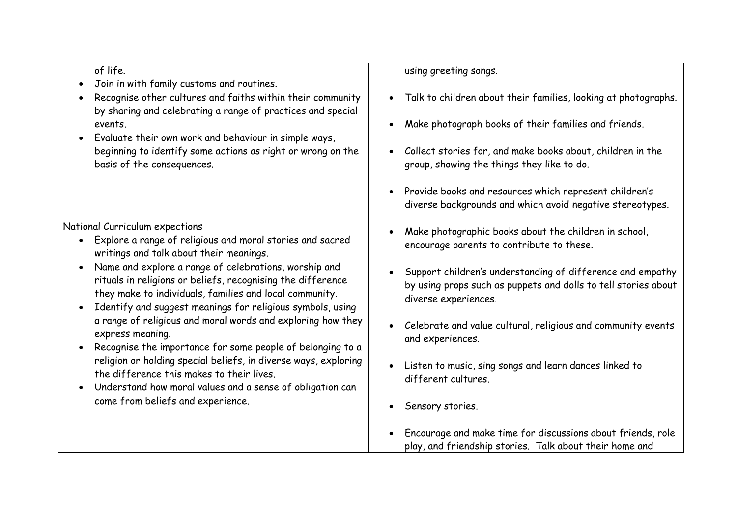| | |
|---|---|
| of life.<br>• Join in with family customs and routines.<br>• Recognise other cultures and faiths within their community by sharing and celebrating a range of practices and special events.<br>• Evaluate their own work and behaviour in simple ways, beginning to identify some actions as right or wrong on the basis of the consequences.<br><br>National Curriculum expections<br>• Explore a range of religious and moral stories and sacred writings and talk about their meanings.<br>• Name and explore a range of celebrations, worship and rituals in religions or beliefs, recognising the difference they make to individuals, families and local community.<br>• Identify and suggest meanings for religious symbols, using a range of religious and moral words and exploring how they express meaning.<br>• Recognise the importance for some people of belonging to a religion or holding special beliefs, in diverse ways, exploring the difference this makes to their lives.<br>• Understand how moral values and a sense of obligation can come from beliefs and experience. | using greeting songs.<br>• Talk to children about their families, looking at photographs.<br>• Make photograph books of their families and friends.<br>• Collect stories for, and make books about, children in the group, showing the things they like to do.<br>• Provide books and resources which represent children's diverse backgrounds and which avoid negative stereotypes.<br>• Make photographic books about the children in school, encourage parents to contribute to these.<br>• Support children's understanding of difference and empathy by using props such as puppets and dolls to tell stories about diverse experiences.<br>• Celebrate and value cultural, religious and community events and experiences.<br>• Listen to music, sing songs and learn dances linked to different cultures.<br>• Sensory stories.<br>• Encourage and make time for discussions about friends, role play, and friendship stories. Talk about their home and |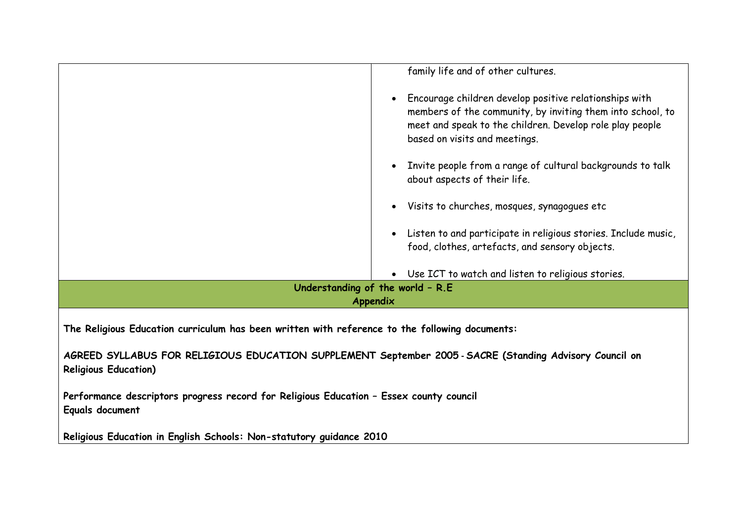| | |
|---|---|
| | family life and of other cultures.<br><br>• Encourage children develop positive relationships with members of the community, by inviting them into school, to meet and speak to the children. Develop role play people based on visits and meetings.<br><br>• Invite people from a range of cultural backgrounds to talk about aspects of their life.<br><br>• Visits to churches, mosques, synagogues etc<br><br>• Listen to and participate in religious stories. Include music, food, clothes, artefacts, and sensory objects.<br><br>• Use ICT to watch and listen to religious stories. |

**Understanding of the world – R.E**
**Appendix**

**The Religious Education curriculum has been written with reference to the following documents:**

**AGREED SYLLABUS FOR RELIGIOUS EDUCATION SUPPLEMENT September 2005 - SACRE (Standing Advisory Council on Religious Education)**

**Performance descriptors progress record for Religious Education – Essex county council**
**Equals document**

**Religious Education in English Schools: Non-statutory guidance 2010**